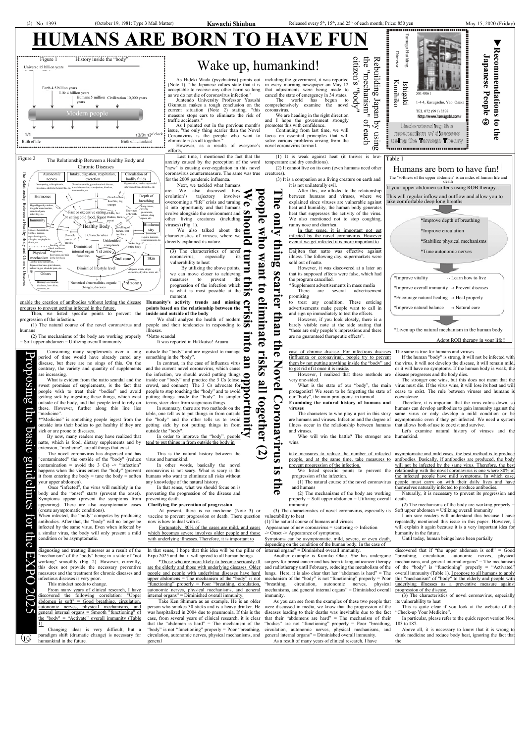# HUMANS ARE BORN TO HAVE FUN

**▼Recommendations to the Japanese People ⑳**

**Rebuilding Japan by using the "mechanism" of each citizen's "body"**

Tamago Building
Director
Ishigaki Kunihiko
581-0061
1-4-4, Kasugacho, Yao, Osaka
TEL 072 (991) 3398
http://www.tamagobl.com/

Understanding the mechanism of diseases using the Tamago Theory

**Figure 1** History inside the "body"

- Universe 15 billion years
- Earth 4.5 billion years
- Life 4 billion years
- Humans 5 million years
- Civilization 10,000 years
- Modern people
- 1/1 Birth of life
- 12/31 12 o'clock Birth of humankind

**Figure 2** The Relationship Between a Healthy Body and Chronic Diseases

- Autonomic nerves — Neuropathy, schizophrenia, insomnia, alcoholic housewife, etc.
- Intake, digestion, respiration, excretion — Chronic nephritis, gastrointestinal disease, bowel obstruction, constipation, diarrhea, hemorrhoids, etc.
- Circulation of bodily fluids — Hypertension, stroke, myocardial infarction, dementia, etc.
- Hormones — Hyper/Hypothyroidism, irregular menstruation, menstrual pain, infertility, etc.
- Depth of breathing — Lung cancer, COPD, pneumonia, asthma, sleep apnea, etc.
- Cracked heel, frostbite, leg cramps
- Fast or excessive eating, cold food, liquor
- Chills, hot flashes, facial sweat
- Shortness of breath
- Immunity — Cancer, rheumatism, Crohn's disease, myasthenia gravis, collagen, anaphylactic shock, etc.
- Healthy Body
- Swelling of hands, feet and face
- Biochemistry — Hepatic disease, renal diseases etc.
- Unstable center of gravity
- 3 Characteristics
- Unidentified complaints
- Bending of low back and knees
- Sluggishness, heaviness and pain in the low back
- Diminished internal organ function
- 1st zone
- 2nd zone
- Darkening of entire body
- Physical mechanism — Lumbar disc herniation, degenerative knee joint disease, hallux valgus, shoulder pain, etc.
- Skin — Alopecia areata, atopic dermatitis, dry skin, acne, etc.
- Diminished lifestyle level
- Others — Hearing loss, tinnitus, diseases, low vision, cataracts, etc.
- Numerical abnormalities, organic changes, diseases
- 3rd zone

## Wake up, humankind!

As Hideki Wada (psychiatrist) points out (Note 1), "the Japanese values state that it is acceptable to receive any other harm so long as we do not die of coronavirus infection."

Juntendo University Professor Yasushi Okumura makes a tough conclusion on the current situation (Note 2) stating, "this measure stops cars to eliminate the risk of traffic accidents."

As I pointed out in the previous month's issue, "the only thing scarier than the Novel Coronavirus is the people who want to eliminate risks all together."

However, as a results of everyone's efforts, including the government, it was reported in every morning newspaper on May 12 that adjustments were being made to cancel the state of emergency in 34 states.

The world has begun to comprehensively examine the novel coronavirus.

We are heading in the right direction and I hope the government strongly promotes this with confidence.

Continuing from last time, we will focus on essential principles that will solve various problems arising from the novel coronavirus turmoil.

Last time, I mentioned the fact that the anxiety caused by the perception of the word "new" is causing over-regulation in this novel coronavirus countermeasure. The same was true for the 2009 pandemic influenza.

Next, we tackled what humans are. We also discussed how evolution's trajectory involves overcoming a "life" crisis and turning it into opportunity and that humans evolve alongside the environment and other living creatures (including viruses) (Fig. 1).

We also talked about the characteristics of viruses, where we directly explained its nature.

(1) It is weak against heat (it thrives in low-temperature and dry conditions).

(2) It cannot live on its own (even humans need other creatures).

(3) It is a companion as a living creature on earth and it is not unilaterally evil.

After this, we alluded to the relationship between humans and viruses, where we explained since viruses are vulnerable against heat and humidity, the human body generates heat that suppresses the activity of the virus. We also mentioned not to stop coughing, runny nose and diarrhea.

In that sense, it is important not get infected by the novel coronavirus. However even if we get infected it is more important to enable the creation of antibodies without letting the disease progress to prevent getting infected in the future.

Then, we listed specific points to prevent the progression of the infection.

(1) The natural course of the novel coronavirus and humans

(2) The mechanisms of the body are working properly = Soft upper abdomen = Utilizing overall immunity

(3) The characteristics of novel coronavirus, especially its vulnerability to heat

By utilizing the above points, we can move closer to achieving measures to prevent the progression of the infection which is what is most possible at the moment.

**Humanity's activity trends and missing points based on the relationship between the inside and outside of the body**

We shall analyze the health of modern people and their tendencies in responding to illnesses.

*Natto scandal

It was reported in Hakkutsu! Aruaru Daijiten that natto was effective against illness. The following day, supermarkets were sold out of natto.

However, it was discovered at a later on that its supposed effects were false, which had the program cancelled.

*Supplement advertisements in mass media

There are several advertisement promising to treat any condition. These enticing advertisements make people want to call in and sign up immediately to test the effects.

However, if you look closely, there is a barely visible note at the side stating that "these are only people's impressions and there are no guaranteed therapeutic effects".

**Table 1**

| Humans are born to have fun! |
|---|
| The "softness of the upper abdomen" is an index of human life and death |
| If your upper abdomen softens using ROB therapy… |
| This will regular inflow and outflow and allow you to take comfortable deep long breaths |
| *Improve depth of breathing |
| *Improve circulation |
| *Stabilize physical mechanisms |
| *Tune autonomic nerves |
| *Improve vitality -> Learn how to live |
| *Improve overall immunity -> Prevent diseases |
| *Encourage natural healing -> Heal properly |
| *Improve natural balance -> Natural care |
| *Liven up the natural mechanism in the human body |
| Adopt ROB therapy in your life!! |

# The only thing scarier than the Novel Coronavirus is the people who want to eliminate risks all together (2)

## We should turn this crisis into an opportunity

## Proposing the basic guidelines for the EXPO 2025

Consuming many supplements over a long period of time would have already cured any disease, but there are no signs of this. On the contrary, the variety and quantity of supplements are increasing.

What is evident from the natto scandal and the sweet promises of supplements, is the fact that people wish to treat their "bodies" and avoid getting sick by ingesting these things, which exist outside of the body, and that people tend to rely on these. However, further along this line lies "medicine".

*"Medicine" is something people ingest from the outside into their bodies to get healthy if they are sick or are prone to diseases.

By now, many readers may have realized that natto, which is food, dietary supplements and by extension, "medicine", are all things that exist outside the "body" and are ingested to manage something in the "body".

In contrast, in the case of influenza virus and the current novel coronavirus, which cause the infection, we should avoid putting things inside our "body" and practice the 3 Cs (close, crowd, and connect). The 3 Cs advocate for people to stop touching the "body" and to avoid putting things inside the "body". In simpler terms, steer clear from suspicious things.

In summary, there are two methods on the table, one tell us to put things in from outside the "body" and the other tells us to avoid getting sick by not putting things in from outside the "body".

In order to improve the "body", people tend to put things in from outside the body in case of chronic disease. For infectious diseases (influenza or coronavirus), people try to prevent them by not putting anything inside the "body" and to get rid of it once it is inside.

However, I realized that these methods are very one-sided.

What is the state of our "body", the main protagonist? We seem to be forgetting the state of our "body", the main protagonist in turmoil.

**Examining the natural history of humans and viruses**

The characters to who play a part in this story are humans and viruses. Infection and the degree of illness occur in the relationship between humans and viruses.

Who will win the battle? The stronger one wins.

The same is true for humans and viruses.

If the human "body" is strong, it will not be infected with the virus, it will not develop the disease, it will remain mild, or it will have no symptoms. If the human body is weak, the disease progresses and the body dies.

The stronger one wins, but this does not mean that the virus must die. If the virus wins, it will lose its host and will cease to exist. The rule between viruses and humans is coexistence.

Therefore, it is important that the virus calms down, so humans can develop antibodies to gain immunity against the same virus or only develop a mild condition or be asymptomatic even if they get infected. We need a system that allows both of use to coexist and survive.

Let's examine natural history of viruses and the humankind.

The novel coronavirus has dispersed and has "contaminated" the outside of the "body" (reduce contamination = avoid the 3 Cs) -> "infection" happens when the virus enters the "body" (prevent it from entering the body = tune the body = soften your upper abdomen).

Once "infected", the virus will multiply in the body and the "onset" starts (prevent the onset). Symptoms appear (prevent the symptoms from appearing). There are also asymptomatic cases (create asymptomatic conditions).

When infected, the "body" competes by producing antibodies. After that, the "body" will no longer be infected by the same virus. Even when infected by a similar virus, the body will only present a mild condition or be asymptomatic.

This is the natural history between the virus and humankind.

In other words, basically the novel coronavirus is not scary. What is scary is the humans who want to eliminate all risks without any knowledge of the natural history.

In that sense, what we should focus on is preventing the progression of the disease and preventing death.

**Clarifying the prevention of progression**

At present, there is no medicine (Note 3) or vaccine to prevent progression or death. There question now is how to deal with it.

Fortunately, 80% of the cases are mild, and cases which becomes severe involves older people and those with underlying illnesses. Therefore, it is important to take measures to reduce the number of infected people, and at the same time, take measures to prevent progression of the infection.

We listed specific points to prevent the progression of the infection.

(1) The natural course of the novel coronavirus and humans

(2) The mechanisms of the body are working properly = Soft upper abdomen = Utilizing overall immunity

(3) The characteristics of novel coronavirus, especially its vulnerability to heat

(1) The natural course of humans and viruses

Appearance of new coronavirus = scattering -> Infection -> Onset -> Appearance of symptoms.

Symptoms can be asymptomatic, mild, severe, or even death, depending on the condition of the human body. In the case of asymptomatic and mild cases, the best method is to produce antibodies. Basically, if antibodies are produced, the body will not be infected by the same virus. Therefore, the best relationship with the novel coronavirus is one where 80% of the infected people have mild symptoms. In which case, people must carry on with their daily lives and have themselves naturally infected to produce antibodies.

Naturally, it is necessary to prevent its progression and death.

(2) The mechanisms of the body are working properly = Soft upper abdomen = Utilizing overall immunity

I am sure readers will understand this because I have repeatedly mentioned this issue in this paper. However, I will explain it again because it is a very important idea for humanity in the future.

Until today, human beings have been partially diagnosing and treating illnesses as a result of the "mechanism" of the "body" being in a state of "not working" smoothly (Fig. 2). However, currently, this does not provide the necessary preventive measures and the treatment for chronic diseases and infectious diseases is very poor.

This mindset needs to change.

From many years of clinical research, I have discovered the following correlation: "Upper abdomen is soft" = Good breathing, circulation, autonomic nerves, physical mechanisms, and general internal organs = Smooth "functioning" of the "body" = "Activate" overall immunity (Table 1).

Changing ideas is very difficult, but a paradigm shift (dramatic change) is necessary for humankind in the future.

In that sense, I hope that this idea will be the pillar of Expo 2025 and that it will spread to all human beings.

*Those who are more likely to become seriously ill are the elderly and those with underlying diseases. Older people and people with underlying diseases have hard upper abdomens = The mechanism of the "body" is not "functioning" properly = Poor "breathing, circulation, autonomic nerves, physical mechanisms, and general internal organs" = Diminished overall immunity.

Take Ken Shimura as an example. He is an older person who smokes 30 sticks and is a heavy drinker. He was hospitalized in 2004 due to pneumonia. If this is the case, from several years of clinical research, it is clear that the "abdomen is hard" = The mechanism of the "body" is not "functioning" properly = Poor "breathing, circulation, autonomic nerves, physical mechanisms, and general internal organs" = Diminished overall immunity.

Another example is Kumiko Okae. She has undergone surgery for breast cancer and has been taking anticancer therapy and radiotherapy until February, reducing the metabolism of the lungs. Here, it is also clear that her "abdomen is hard" = The mechanism of the "body" is not "functioning" properly = Poor "breathing, circulation, autonomic nerves, physical mechanisms, and general internal organs" = Diminished overall immunity.

As you can see from the examples of these two people that were discussed in media, we know that the progression of the diseases leading to their deaths was inevitable due to the fact that their "abdomens are hard" = The mechanism of their "bodies" are not "functioning" properly = Poor "breathing, circulation, autonomic nerves, physical mechanisms, and general internal organs" = Diminished overall immunity.

As a result of many years of clinical research, I have discovered that if "the upper abdomen is soft" = Good "breathing, circulation, autonomic nerves, physical mechanisms, and general internal organs" = The mechanism of the "body" is "functioning" properly = "Activated" overall immunity (Table 1). I propose to all humans to apply this "mechanism" of "body" to the elderly and people with underlying illnesses as a preventive measure against progression of the disease.

(3) The characteristics of novel coronavirus, especially its vulnerability to heat

This is quite clear if you look at the website of the "Check-up Your Medicine".

In particular, please refer to the quick report version Nos. 183 to 187.

Above all, it is necessary to know that it is wrong to drink medicine and reduce body heat, ignoring the fact that the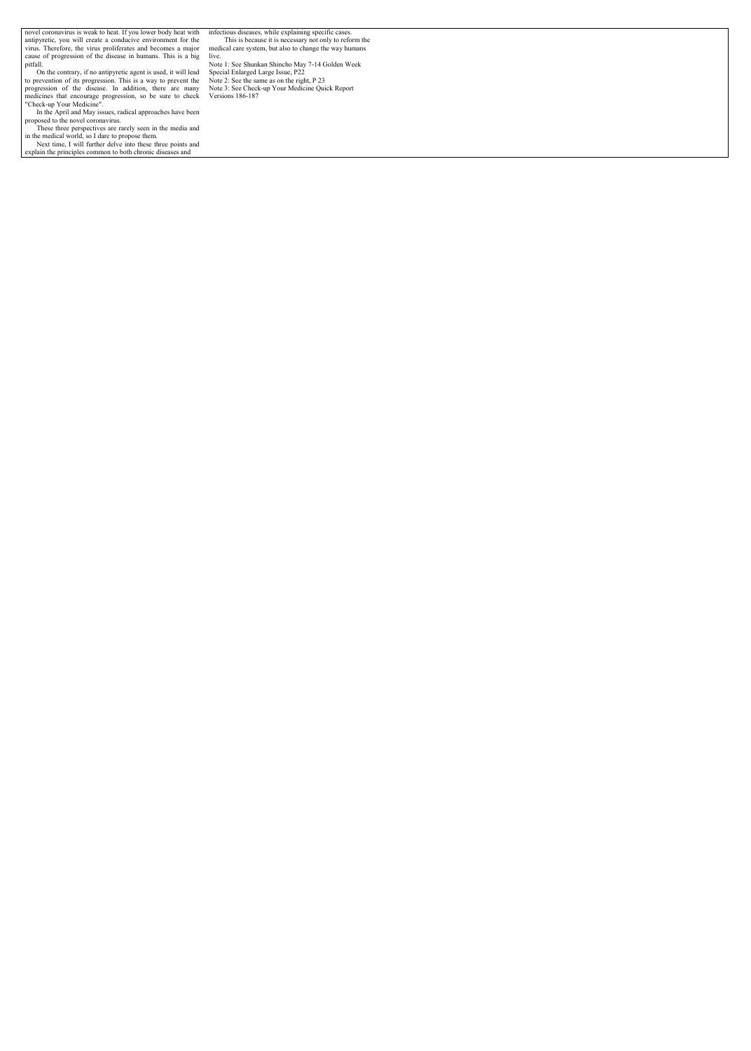novel coronavirus is weak to heat. If you lower body heat with antipyretic, you will create a conducive environment for the virus. Therefore, the virus proliferates and becomes a major cause of progression of the disease in humans. This is a big pitfall.

On the contrary, if no antipyretic agent is used, it will lead to prevention of its progression. This is a way to prevent the progression of the disease. In addition, there are many medicines that encourage progression, so be sure to check "Check-up Your Medicine".

In the April and May issues, radical approaches have been proposed to the novel coronavirus.

These three perspectives are rarely seen in the media and in the medical world, so I dare to propose them.

Next time, I will further delve into these three points and explain the principles common to both chronic diseases and infectious diseases, while explaining specific cases.

This is because it is necessary not only to reform the medical care system, but also to change the way humans live.

Note 1: See Shunkan Shincho May 7-14 Golden Week Special Enlarged Large Issue, P22

Note 2: See the same as on the right, P 23

Note 3: See Check-up Your Medicine Quick Report Versions 186-187